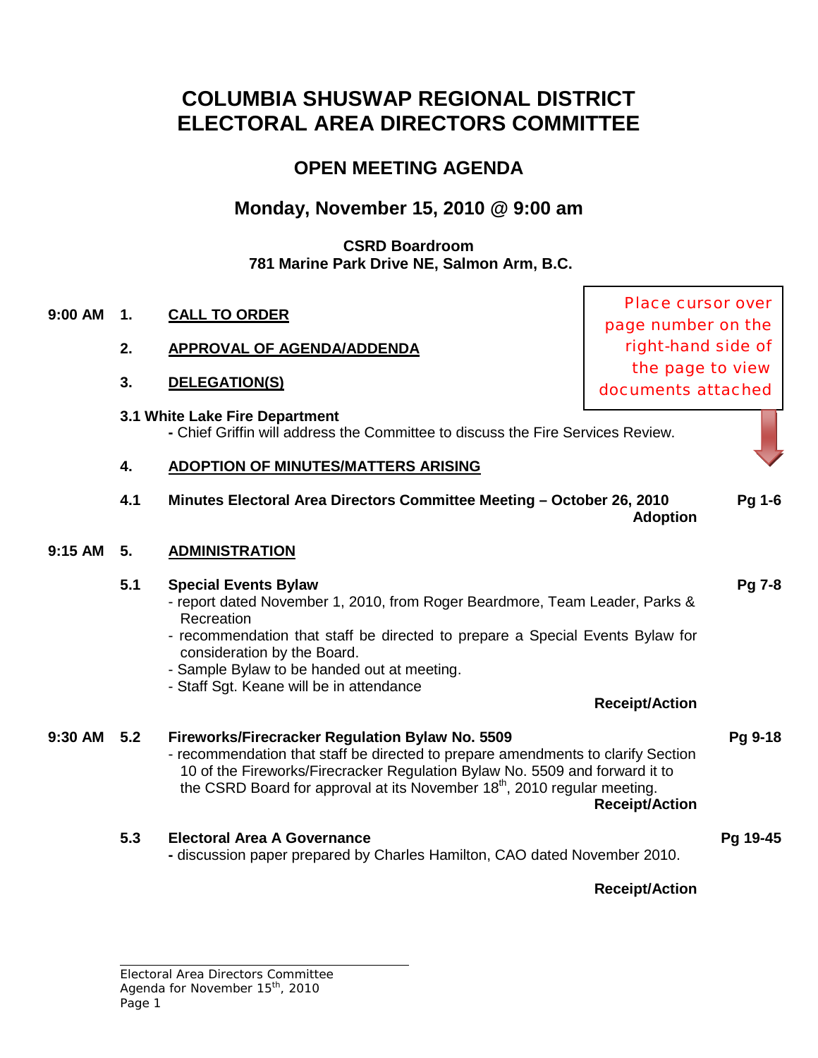# COLUMBIA SHUSWAP REGIONAL DISTRICT
# ELECTORAL AREA DIRECTORS COMMITTEE

## OPEN MEETING AGENDA

### Monday, November 15, 2010 @ 9:00 am

**CSRD Boardroom**
**781 Marine Park Drive NE, Salmon Arm, B.C.**

Place cursor over page number on the right-hand side of the page to view documents attached

**9:00 AM 1. CALL TO ORDER**

**2. APPROVAL OF AGENDA/ADDENDA**

**3. DELEGATION(S)**

**3.1 White Lake Fire Department**
- Chief Griffin will address the Committee to discuss the Fire Services Review.

**4. ADOPTION OF MINUTES/MATTERS ARISING**

**4.1 Minutes Electoral Area Directors Committee Meeting – October 26, 2010** — **Pg 1-6**
**Adoption**

**9:15 AM 5. ADMINISTRATION**

**5.1 Special Events Bylaw** — **Pg 7-8**
- report dated November 1, 2010, from Roger Beardmore, Team Leader, Parks & Recreation
- recommendation that staff be directed to prepare a Special Events Bylaw for consideration by the Board.
- Sample Bylaw to be handed out at meeting.
- Staff Sgt. Keane will be in attendance

**Receipt/Action**

**9:30 AM 5.2 Fireworks/Firecracker Regulation Bylaw No. 5509** — **Pg 9-18**
- recommendation that staff be directed to prepare amendments to clarify Section 10 of the Fireworks/Firecracker Regulation Bylaw No. 5509 and forward it to the CSRD Board for approval at its November 18th, 2010 regular meeting.

**Receipt/Action**

**5.3 Electoral Area A Governance** — **Pg 19-45**
- discussion paper prepared by Charles Hamilton, CAO dated November 2010.

**Receipt/Action**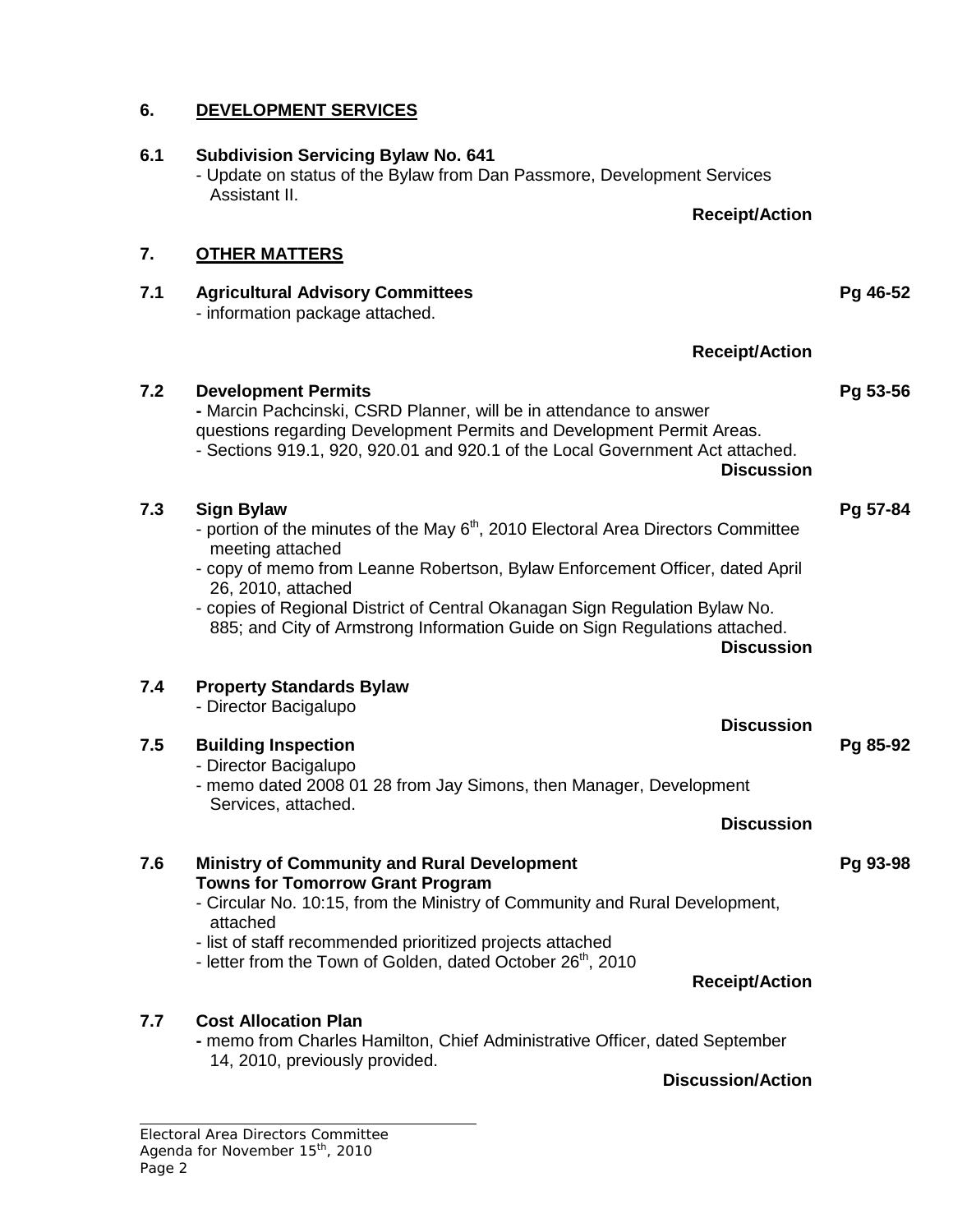## 6. DEVELOPMENT SERVICES

**6.1 Subdivision Servicing Bylaw No. 641**

- Update on status of the Bylaw from Dan Passmore, Development Services Assistant II.

**Receipt/Action**

## 7. OTHER MATTERS

**7.1 Agricultural Advisory Committees** **Pg 46-52**

- information package attached.

**Receipt/Action**

**7.2 Development Permits** **Pg 53-56**

- Marcin Pachcinski, CSRD Planner, will be in attendance to answer questions regarding Development Permits and Development Permit Areas.
- Sections 919.1, 920, 920.01 and 920.1 of the Local Government Act attached.

**Discussion**

**7.3 Sign Bylaw** **Pg 57-84**

- portion of the minutes of the May 6th, 2010 Electoral Area Directors Committee meeting attached
- copy of memo from Leanne Robertson, Bylaw Enforcement Officer, dated April 26, 2010, attached
- copies of Regional District of Central Okanagan Sign Regulation Bylaw No. 885; and City of Armstrong Information Guide on Sign Regulations attached.

**Discussion**

**7.4 Property Standards Bylaw**

- Director Bacigalupo

**Discussion**

**7.5 Building Inspection** **Pg 85-92**

- Director Bacigalupo
- memo dated 2008 01 28 from Jay Simons, then Manager, Development Services, attached.

**Discussion**

**7.6 Ministry of Community and Rural Development Towns for Tomorrow Grant Program** **Pg 93-98**

- Circular No. 10:15, from the Ministry of Community and Rural Development, attached
- list of staff recommended prioritized projects attached
- letter from the Town of Golden, dated October 26th, 2010

**Receipt/Action**

**7.7 Cost Allocation Plan**

- memo from Charles Hamilton, Chief Administrative Officer, dated September 14, 2010, previously provided.

**Discussion/Action**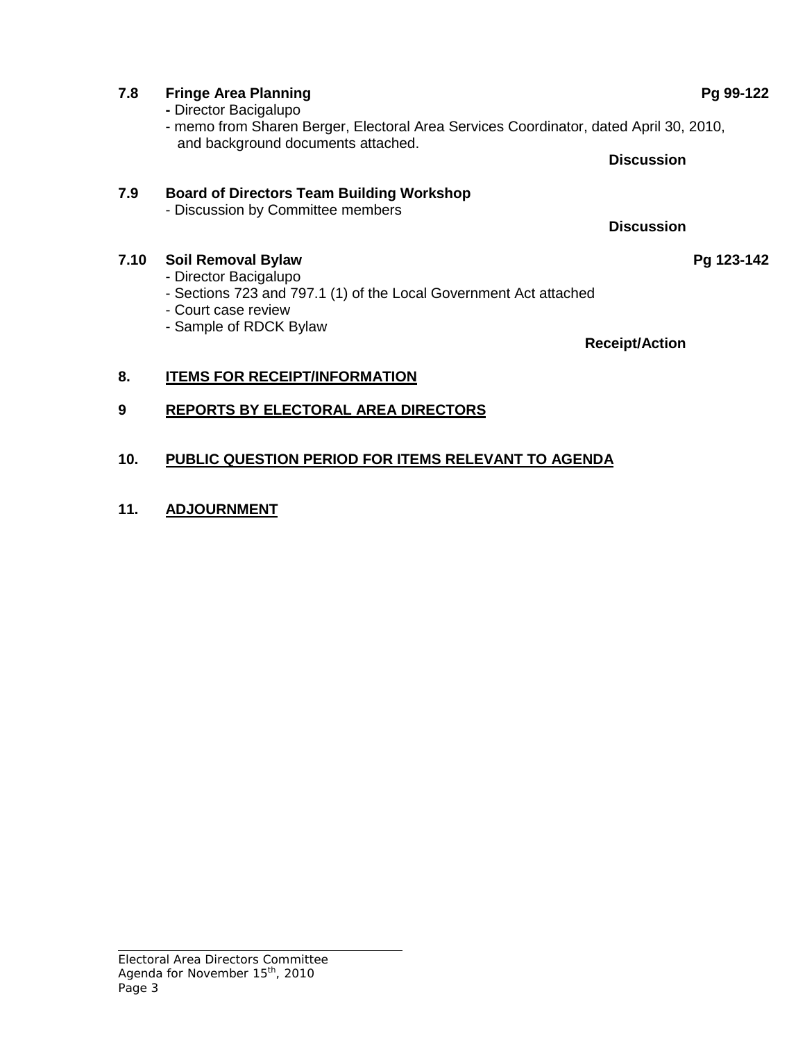**7.8 Fringe Area Planning** **Pg 99-122**

- Director Bacigalupo
- memo from Sharen Berger, Electoral Area Services Coordinator, dated April 30, 2010, and background documents attached.

**Discussion**

**7.9 Board of Directors Team Building Workshop**

- Discussion by Committee members

**Discussion**

**7.10 Soil Removal Bylaw** **Pg 123-142**

- Director Bacigalupo
- Sections 723 and 797.1 (1) of the Local Government Act attached
- Court case review
- Sample of RDCK Bylaw

**Receipt/Action**

**8. <u>ITEMS FOR RECEIPT/INFORMATION</u>**

**9 <u>REPORTS BY ELECTORAL AREA DIRECTORS</u>**

**10. <u>PUBLIC QUESTION PERIOD FOR ITEMS RELEVANT TO AGENDA</u>**

**11. <u>ADJOURNMENT</u>**